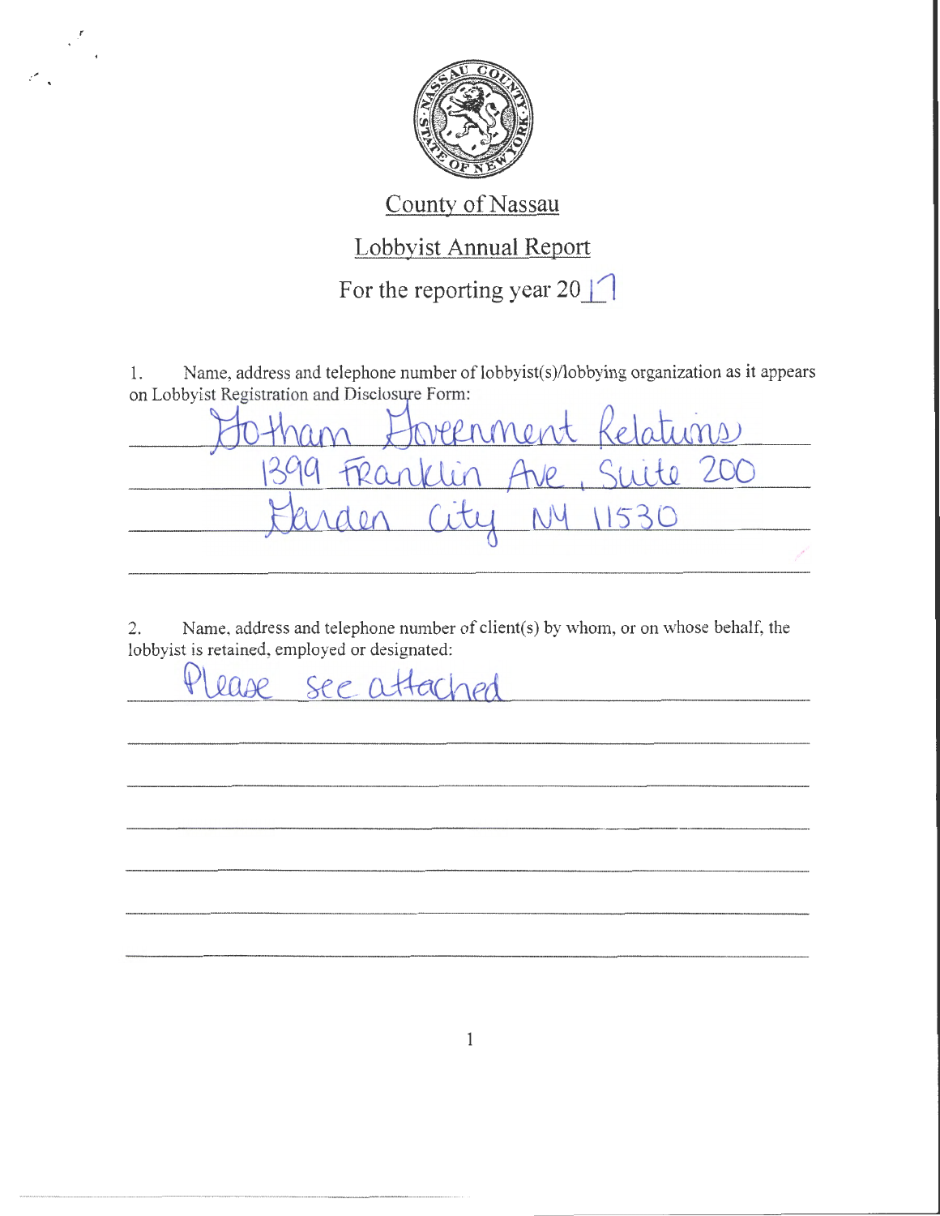# County of Nassau

## Lobbyist Annual Report

For the reporting year 2017

1. Name, address and telephone number of lobbyist(s)/lobbying organization as it appears on Lobbyist Registration and Disclosure Form:

Gotham Government Relations
1399 Franklin Ave, Suite 200
Garden City NY 11530

2. Name, address and telephone number of client(s) by whom, or on whose behalf, the lobbyist is retained, employed or designated:

Please see attached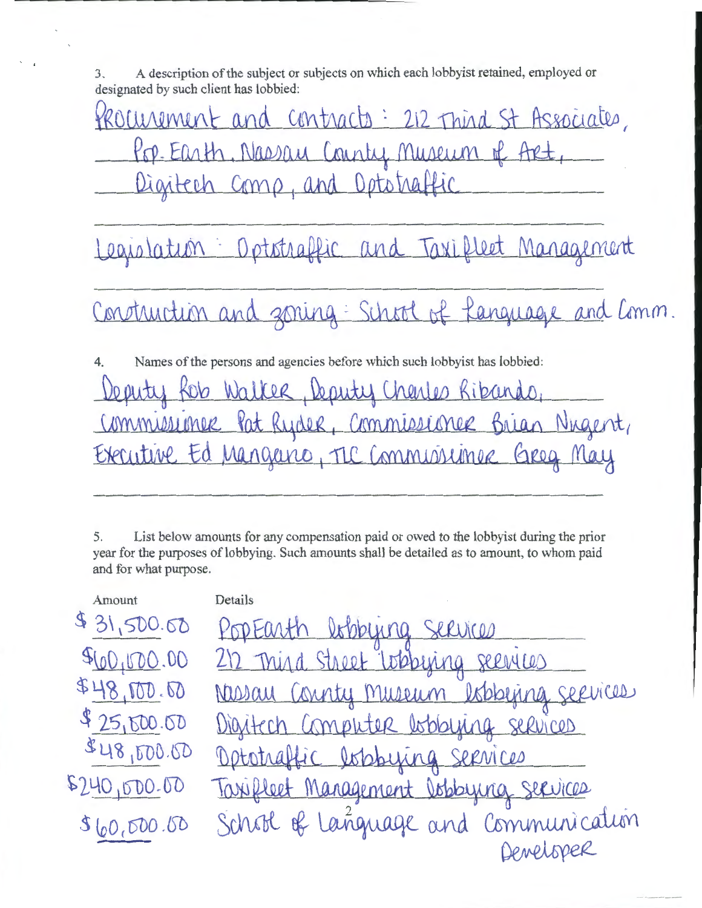3. A description of the subject or subjects on which each lobbyist retained, employed or designated by such client has lobbied:

Procurement and contracts: 212 Third St Associates, Pop. Earth, Nassau County Museum of Art, Digitech Comp, and Optotraffic

Legislation: Optotraffic and Taxifleet Management

Construction and zoning: School of Language and Comm.

4. Names of the persons and agencies before which such lobbyist has lobbied:

Deputy Rob Walker, Deputy Charles Ribando, Commissioner Pat Ryder, Commissioner Brian Nugent, Executive Ed Mangano, TLC Commissioner Greg May

5. List below amounts for any compensation paid or owed to the lobbyist during the prior year for the purposes of lobbying. Such amounts shall be detailed as to amount, to whom paid and for what purpose.

| Amount | Details |
|---|---|
| $31,500.00 | PopEarth lobbying services |
| $60,000.00 | 212 Third Street lobbying services |
| $48,000.00 | Nassau County Museum lobbying services |
| $25,000.00 | Digitech Computer lobbying services |
| $48,000.00 | Optotraffic lobbying services |
| $240,000.00 | Taxifleet Management lobbying services |
| $60,000.00 | School of Language and Communication Developer |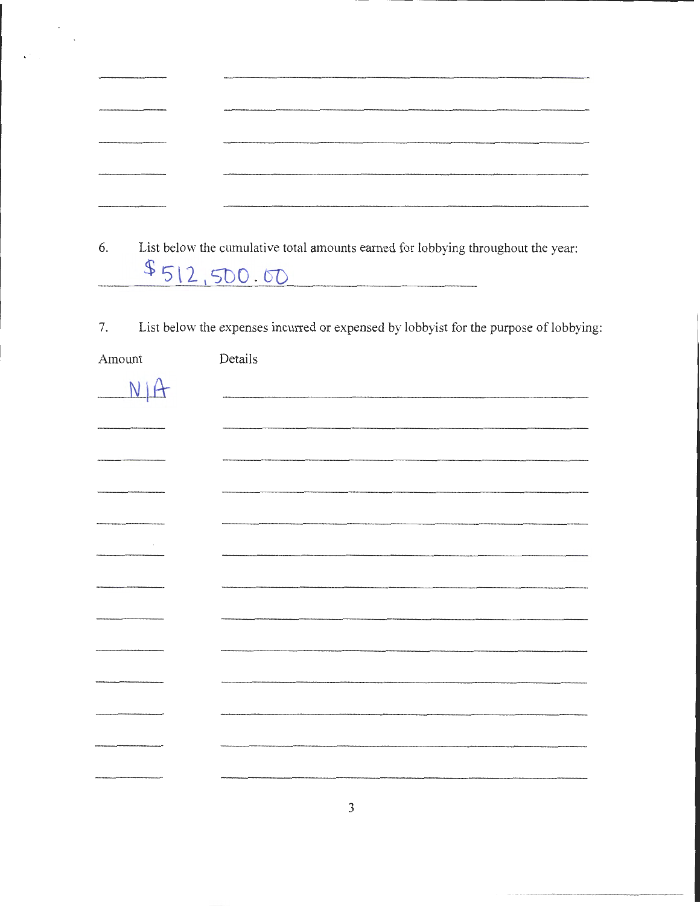6. List below the cumulative total amounts earned for lobbying throughout the year:

$512,500.00

7. List below the expenses incurred or expensed by lobbyist for the purpose of lobbying:

| Amount | Details |
| --- | --- |
| N/A | |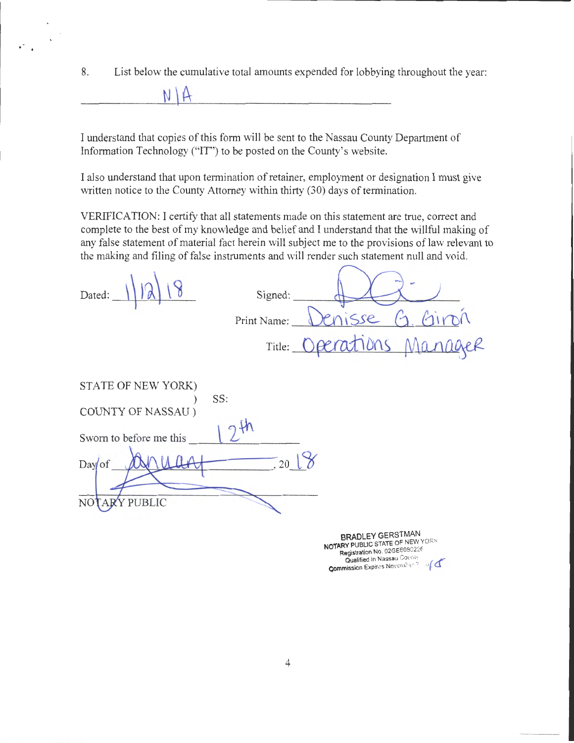8. List below the cumulative total amounts expended for lobbying throughout the year:

N/A

I understand that copies of this form will be sent to the Nassau County Department of Information Technology ("IT") to be posted on the County's website.

I also understand that upon termination of retainer, employment or designation I must give written notice to the County Attorney within thirty (30) days of termination.

VERIFICATION: I certify that all statements made on this statement are true, correct and complete to the best of my knowledge and belief and I understand that the willful making of any false statement of material fact herein will subject me to the provisions of law relevant to the making and filing of false instruments and will render such statement null and void.

Dated: 1/12/18

Signed: ____________

Print Name: Denisse G. Giron

Title: Operations Manager

STATE OF NEW YORK)
) SS:
COUNTY OF NASSAU )

Sworn to before me this 12th

Day of January, 2018

____________
NOTARY PUBLIC

BRADLEY GERSTMAN
NOTARY PUBLIC STATE OF NEW YORK
Registration No. 02GE6080226
Qualified in Nassau County
Commission Expires November 7, 2018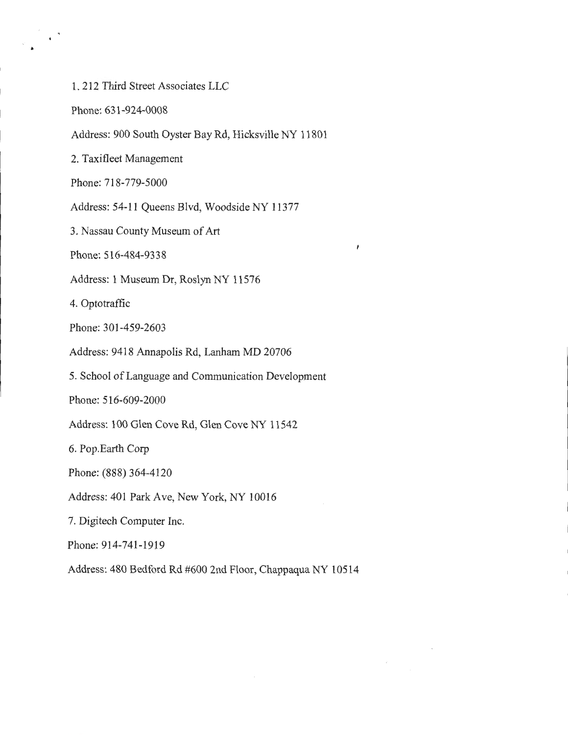1. 212 Third Street Associates LLC

Phone: 631-924-0008

Address: 900 South Oyster Bay Rd, Hicksville NY 11801

2. Taxifleet Management

Phone: 718-779-5000

Address: 54-11 Queens Blvd, Woodside NY 11377

3. Nassau County Museum of Art

Phone: 516-484-9338

Address: 1 Museum Dr, Roslyn NY 11576

4. Optotraffic

Phone: 301-459-2603

Address: 9418 Annapolis Rd, Lanham MD 20706

5. School of Language and Communication Development

Phone: 516-609-2000

Address: 100 Glen Cove Rd, Glen Cove NY 11542

6. Pop.Earth Corp

Phone: (888) 364-4120

Address: 401 Park Ave, New York, NY 10016

7. Digitech Computer Inc.

Phone: 914-741-1919

Address: 480 Bedford Rd #600 2nd Floor, Chappaqua NY 10514